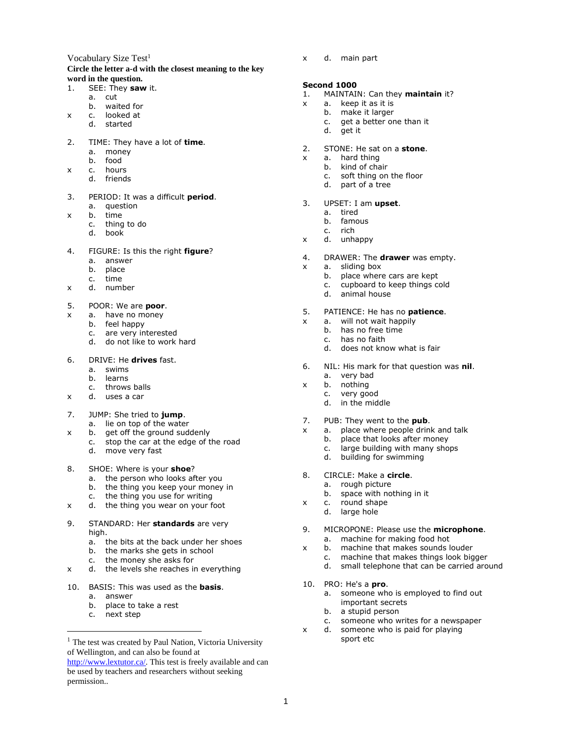Vocabulary Size Test[1]

**Circle the letter a-d with the closest meaning to the key word in the question.**

1. SEE: They **saw** it.
   - a. cut
   - b. waited for
   - x c. looked at
   - d. started

2. TIME: They have a lot of **time**.
   - a. money
   - b. food
   - x c. hours
   - d. friends

3. PERIOD: It was a difficult **period**.
   - a. question
   - x b. time
   - c. thing to do
   - d. book

4. FIGURE: Is this the right **figure**?
   - a. answer
   - b. place
   - c. time
   - x d. number

5. POOR: We are **poor**.
   - x a. have no money
   - b. feel happy
   - c. are very interested
   - d. do not like to work hard

6. DRIVE: He **drives** fast.
   - a. swims
   - b. learns
   - c. throws balls
   - x d. uses a car

7. JUMP: She tried to **jump**.
   - a. lie on top of the water
   - x b. get off the ground suddenly
   - c. stop the car at the edge of the road
   - d. move very fast

8. SHOE: Where is your **shoe**?
   - a. the person who looks after you
   - b. the thing you keep your money in
   - c. the thing you use for writing
   - x d. the thing you wear on your foot

9. STANDARD: Her **standards** are very high.
   - a. the bits at the back under her shoes
   - b. the marks she gets in school
   - c. the money she asks for
   - x d. the levels she reaches in everything

10. BASIS: This was used as the **basis**.
    - a. answer
    - b. place to take a rest
    - c. next step
    - x d. main part

[1] The test was created by Paul Nation, Victoria University of Wellington, and can also be found at http://www.lextutor.ca/. This test is freely available and can be used by teachers and researchers without seeking permission..

**Second 1000**

1. MAINTAIN: Can they **maintain** it?
   - x a. keep it as it is
   - b. make it larger
   - c. get a better one than it
   - d. get it

2. STONE: He sat on a **stone**.
   - x a. hard thing
   - b. kind of chair
   - c. soft thing on the floor
   - d. part of a tree

3. UPSET: I am **upset**.
   - a. tired
   - b. famous
   - c. rich
   - x d. unhappy

4. DRAWER: The **drawer** was empty.
   - x a. sliding box
   - b. place where cars are kept
   - c. cupboard to keep things cold
   - d. animal house

5. PATIENCE: He has no **patience**.
   - x a. will not wait happily
   - b. has no free time
   - c. has no faith
   - d. does not know what is fair

6. NIL: His mark for that question was **nil**.
   - a. very bad
   - x b. nothing
   - c. very good
   - d. in the middle

7. PUB: They went to the **pub**.
   - x a. place where people drink and talk
   - b. place that looks after money
   - c. large building with many shops
   - d. building for swimming

8. CIRCLE: Make a **circle**.
   - a. rough picture
   - b. space with nothing in it
   - x c. round shape
   - d. large hole

9. MICROPONE: Please use the **microphone**.
   - a. machine for making food hot
   - x b. machine that makes sounds louder
   - c. machine that makes things look bigger
   - d. small telephone that can be carried around

10. PRO: He's a **pro**.
    - a. someone who is employed to find out important secrets
    - b. a stupid person
    - c. someone who writes for a newspaper
    - x d. someone who is paid for playing sport etc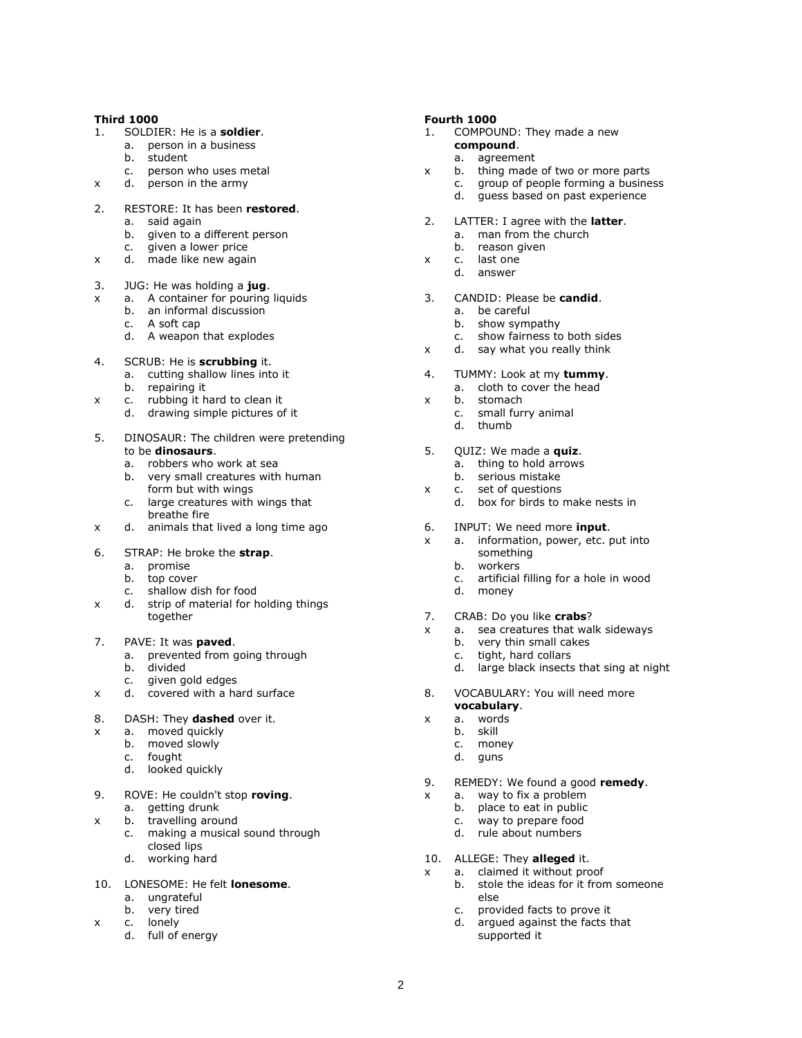**Third 1000**

1. SOLDIER: He is a **soldier**.
   a. person in a business
   b. student
   c. person who uses metal
   x d. person in the army

2. RESTORE: It has been **restored**.
   a. said again
   b. given to a different person
   c. given a lower price
   x d. made like new again

3. JUG: He was holding a **jug**.
   x a. A container for pouring liquids
   b. an informal discussion
   c. A soft cap
   d. A weapon that explodes

4. SCRUB: He is **scrubbing** it.
   a. cutting shallow lines into it
   b. repairing it
   x c. rubbing it hard to clean it
   d. drawing simple pictures of it

5. DINOSAUR: The children were pretending to be **dinosaurs**.
   a. robbers who work at sea
   b. very small creatures with human form but with wings
   c. large creatures with wings that breathe fire
   x d. animals that lived a long time ago

6. STRAP: He broke the **strap**.
   a. promise
   b. top cover
   c. shallow dish for food
   x d. strip of material for holding things together

7. PAVE: It was **paved**.
   a. prevented from going through
   b. divided
   c. given gold edges
   x d. covered with a hard surface

8. DASH: They **dashed** over it.
   x a. moved quickly
   b. moved slowly
   c. fought
   d. looked quickly

9. ROVE: He couldn't stop **roving**.
   a. getting drunk
   x b. travelling around
   c. making a musical sound through closed lips
   d. working hard

10. LONESOME: He felt **lonesome**.
    a. ungrateful
    b. very tired
    x c. lonely
    d. full of energy

**Fourth 1000**

1. COMPOUND: They made a new **compound**.
   a. agreement
   x b. thing made of two or more parts
   c. group of people forming a business
   d. guess based on past experience

2. LATTER: I agree with the **latter**.
   a. man from the church
   b. reason given
   x c. last one
   d. answer

3. CANDID: Please be **candid**.
   a. be careful
   b. show sympathy
   c. show fairness to both sides
   x d. say what you really think

4. TUMMY: Look at my **tummy**.
   a. cloth to cover the head
   x b. stomach
   c. small furry animal
   d. thumb

5. QUIZ: We made a **quiz**.
   a. thing to hold arrows
   b. serious mistake
   x c. set of questions
   d. box for birds to make nests in

6. INPUT: We need more **input**.
   x a. information, power, etc. put into something
   b. workers
   c. artificial filling for a hole in wood
   d. money

7. CRAB: Do you like **crabs**?
   x a. sea creatures that walk sideways
   b. very thin small cakes
   c. tight, hard collars
   d. large black insects that sing at night

8. VOCABULARY: You will need more **vocabulary**.
   x a. words
   b. skill
   c. money
   d. guns

9. REMEDY: We found a good **remedy**.
   x a. way to fix a problem
   b. place to eat in public
   c. way to prepare food
   d. rule about numbers

10. ALLEGE: They **alleged** it.
    x a. claimed it without proof
    b. stole the ideas for it from someone else
    c. provided facts to prove it
    d. argued against the facts that supported it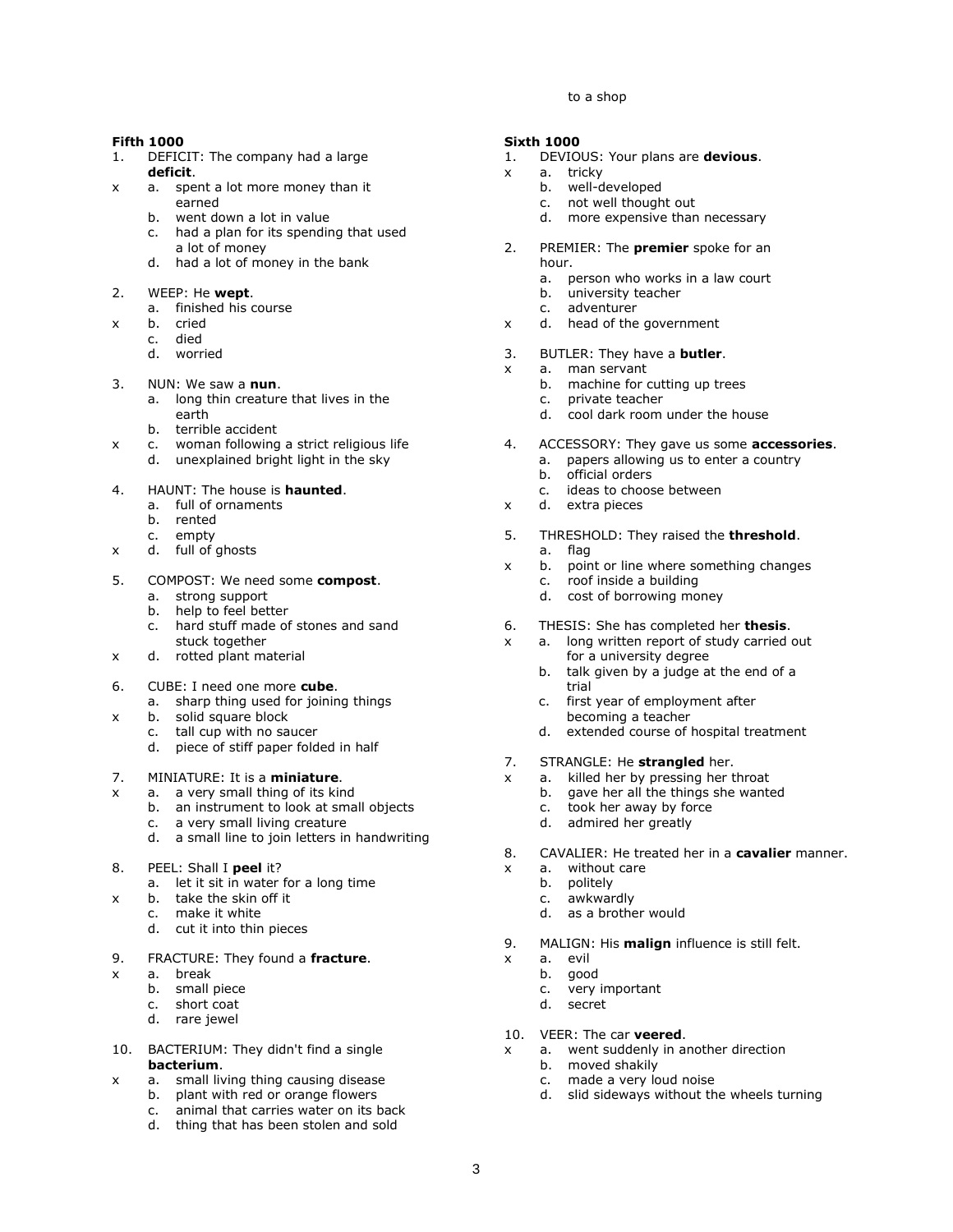to a shop

**Fifth 1000**

1. DEFICIT: The company had a large **deficit**.
   - x a. spent a lot more money than it earned
   - b. went down a lot in value
   - c. had a plan for its spending that used a lot of money
   - d. had a lot of money in the bank

2. WEEP: He **wept**.
   - a. finished his course
   - x b. cried
   - c. died
   - d. worried

3. NUN: We saw a **nun**.
   - a. long thin creature that lives in the earth
   - b. terrible accident
   - x c. woman following a strict religious life
   - d. unexplained bright light in the sky

4. HAUNT: The house is **haunted**.
   - a. full of ornaments
   - b. rented
   - c. empty
   - x d. full of ghosts

5. COMPOST: We need some **compost**.
   - a. strong support
   - b. help to feel better
   - c. hard stuff made of stones and sand stuck together
   - x d. rotted plant material

6. CUBE: I need one more **cube**.
   - a. sharp thing used for joining things
   - x b. solid square block
   - c. tall cup with no saucer
   - d. piece of stiff paper folded in half

7. MINIATURE: It is a **miniature**.
   - x a. a very small thing of its kind
   - b. an instrument to look at small objects
   - c. a very small living creature
   - d. a small line to join letters in handwriting

8. PEEL: Shall I **peel** it?
   - a. let it sit in water for a long time
   - x b. take the skin off it
   - c. make it white
   - d. cut it into thin pieces

9. FRACTURE: They found a **fracture**.
   - x a. break
   - b. small piece
   - c. short coat
   - d. rare jewel

10. BACTERIUM: They didn't find a single **bacterium**.
    - x a. small living thing causing disease
    - b. plant with red or orange flowers
    - c. animal that carries water on its back
    - d. thing that has been stolen and sold

**Sixth 1000**

1. DEVIOUS: Your plans are **devious**.
   - x a. tricky
   - b. well-developed
   - c. not well thought out
   - d. more expensive than necessary

2. PREMIER: The **premier** spoke for an hour.
   - a. person who works in a law court
   - b. university teacher
   - c. adventurer
   - x d. head of the government

3. BUTLER: They have a **butler**.
   - x a. man servant
   - b. machine for cutting up trees
   - c. private teacher
   - d. cool dark room under the house

4. ACCESSORY: They gave us some **accessories**.
   - a. papers allowing us to enter a country
   - b. official orders
   - c. ideas to choose between
   - x d. extra pieces

5. THRESHOLD: They raised the **threshold**.
   - a. flag
   - x b. point or line where something changes
   - c. roof inside a building
   - d. cost of borrowing money

6. THESIS: She has completed her **thesis**.
   - x a. long written report of study carried out for a university degree
   - b. talk given by a judge at the end of a trial
   - c. first year of employment after becoming a teacher
   - d. extended course of hospital treatment

7. STRANGLE: He **strangled** her.
   - x a. killed her by pressing her throat
   - b. gave her all the things she wanted
   - c. took her away by force
   - d. admired her greatly

8. CAVALIER: He treated her in a **cavalier** manner.
   - x a. without care
   - b. politely
   - c. awkwardly
   - d. as a brother would

9. MALIGN: His **malign** influence is still felt.
   - x a. evil
   - b. good
   - c. very important
   - d. secret

10. VEER: The car **veered**.
    - x a. went suddenly in another direction
    - b. moved shakily
    - c. made a very loud noise
    - d. slid sideways without the wheels turning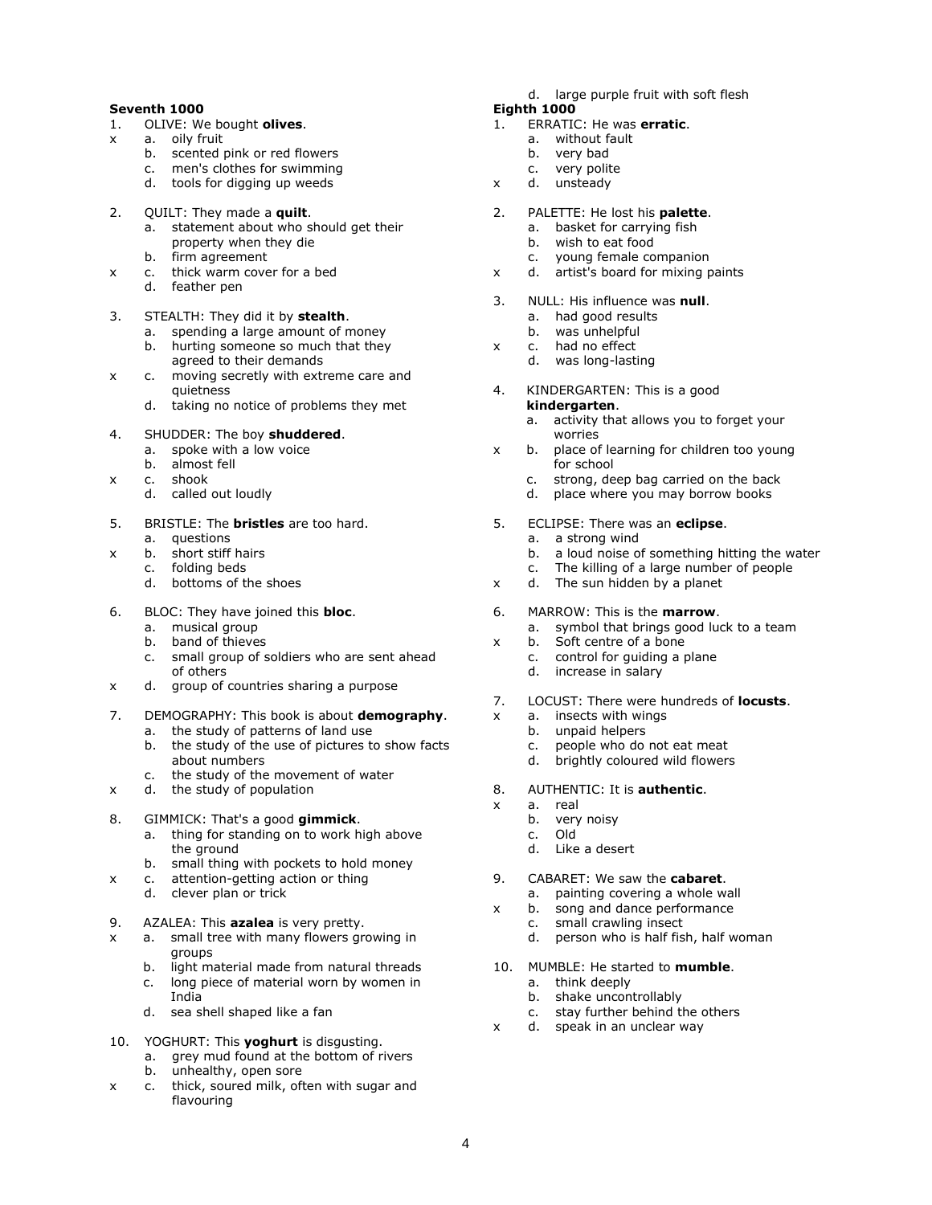**Seventh 1000**

1. OLIVE: We bought **olives**.
   - x a. oily fruit
   - b. scented pink or red flowers
   - c. men's clothes for swimming
   - d. tools for digging up weeds

2. QUILT: They made a **quilt**.
   - a. statement about who should get their property when they die
   - b. firm agreement
   - x c. thick warm cover for a bed
   - d. feather pen

3. STEALTH: They did it by **stealth**.
   - a. spending a large amount of money
   - b. hurting someone so much that they agreed to their demands
   - x c. moving secretly with extreme care and quietness
   - d. taking no notice of problems they met

4. SHUDDER: The boy **shuddered**.
   - a. spoke with a low voice
   - b. almost fell
   - x c. shook
   - d. called out loudly

5. BRISTLE: The **bristles** are too hard.
   - a. questions
   - x b. short stiff hairs
   - c. folding beds
   - d. bottoms of the shoes

6. BLOC: They have joined this **bloc**.
   - a. musical group
   - b. band of thieves
   - c. small group of soldiers who are sent ahead of others
   - x d. group of countries sharing a purpose

7. DEMOGRAPHY: This book is about **demography**.
   - a. the study of patterns of land use
   - b. the study of the use of pictures to show facts about numbers
   - c. the study of the movement of water
   - x d. the study of population

8. GIMMICK: That's a good **gimmick**.
   - a. thing for standing on to work high above the ground
   - b. small thing with pockets to hold money
   - x c. attention-getting action or thing
   - d. clever plan or trick

9. AZALEA: This **azalea** is very pretty.
   - x a. small tree with many flowers growing in groups
   - b. light material made from natural threads
   - c. long piece of material worn by women in India
   - d. sea shell shaped like a fan

10. YOGHURT: This **yoghurt** is disgusting.
    - a. grey mud found at the bottom of rivers
    - b. unhealthy, open sore
    - x c. thick, soured milk, often with sugar and flavouring
    - d. large purple fruit with soft flesh

**Eighth 1000**

1. ERRATIC: He was **erratic**.
   - a. without fault
   - b. very bad
   - c. very polite
   - x d. unsteady

2. PALETTE: He lost his **palette**.
   - a. basket for carrying fish
   - b. wish to eat food
   - c. young female companion
   - x d. artist's board for mixing paints

3. NULL: His influence was **null**.
   - a. had good results
   - b. was unhelpful
   - x c. had no effect
   - d. was long-lasting

4. KINDERGARTEN: This is a good **kindergarten**.
   - a. activity that allows you to forget your worries
   - x b. place of learning for children too young for school
   - c. strong, deep bag carried on the back
   - d. place where you may borrow books

5. ECLIPSE: There was an **eclipse**.
   - a. a strong wind
   - b. a loud noise of something hitting the water
   - c. The killing of a large number of people
   - x d. The sun hidden by a planet

6. MARROW: This is the **marrow**.
   - a. symbol that brings good luck to a team
   - x b. Soft centre of a bone
   - c. control for guiding a plane
   - d. increase in salary

7. LOCUST: There were hundreds of **locusts**.
   - x a. insects with wings
   - b. unpaid helpers
   - c. people who do not eat meat
   - d. brightly coloured wild flowers

8. AUTHENTIC: It is **authentic**.
   - x a. real
   - b. very noisy
   - c. Old
   - d. Like a desert

9. CABARET: We saw the **cabaret**.
   - a. painting covering a whole wall
   - x b. song and dance performance
   - c. small crawling insect
   - d. person who is half fish, half woman

10. MUMBLE: He started to **mumble**.
    - a. think deeply
    - b. shake uncontrollably
    - c. stay further behind the others
    - x d. speak in an unclear way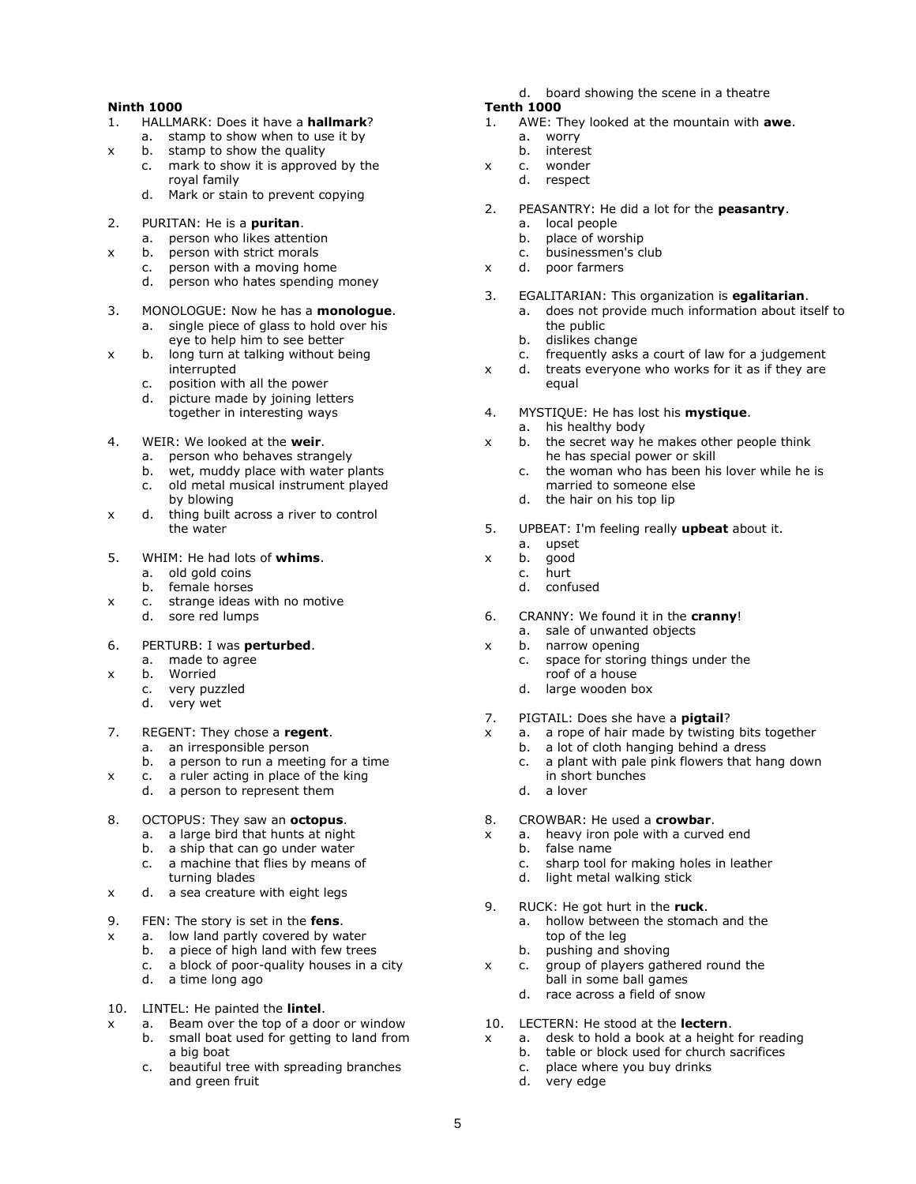**Ninth 1000**

1. HALLMARK: Does it have a **hallmark**?
   - a. stamp to show when to use it by
   - x b. stamp to show the quality
   - c. mark to show it is approved by the royal family
   - d. Mark or stain to prevent copying

2. PURITAN: He is a **puritan**.
   - a. person who likes attention
   - x b. person with strict morals
   - c. person with a moving home
   - d. person who hates spending money

3. MONOLOGUE: Now he has a **monologue**.
   - a. single piece of glass to hold over his eye to help him to see better
   - x b. long turn at talking without being interrupted
   - c. position with all the power
   - d. picture made by joining letters together in interesting ways

4. WEIR: We looked at the **weir**.
   - a. person who behaves strangely
   - b. wet, muddy place with water plants
   - c. old metal musical instrument played by blowing
   - x d. thing built across a river to control the water

5. WHIM: He had lots of **whims**.
   - a. old gold coins
   - b. female horses
   - x c. strange ideas with no motive
   - d. sore red lumps

6. PERTURB: I was **perturbed**.
   - a. made to agree
   - x b. Worried
   - c. very puzzled
   - d. very wet

7. REGENT: They chose a **regent**.
   - a. an irresponsible person
   - b. a person to run a meeting for a time
   - x c. a ruler acting in place of the king
   - d. a person to represent them

8. OCTOPUS: They saw an **octopus**.
   - a. a large bird that hunts at night
   - b. a ship that can go under water
   - c. a machine that flies by means of turning blades
   - x d. a sea creature with eight legs

9. FEN: The story is set in the **fens**.
   - x a. low land partly covered by water
   - b. a piece of high land with few trees
   - c. a block of poor-quality houses in a city
   - d. a time long ago

10. LINTEL: He painted the **lintel**.
    - x a. Beam over the top of a door or window
    - b. small boat used for getting to land from a big boat
    - c. beautiful tree with spreading branches and green fruit
    - d. board showing the scene in a theatre

**Tenth 1000**

1. AWE: They looked at the mountain with **awe**.
   - a. worry
   - b. interest
   - x c. wonder
   - d. respect

2. PEASANTRY: He did a lot for the **peasantry**.
   - a. local people
   - b. place of worship
   - c. businessmen's club
   - x d. poor farmers

3. EGALITARIAN: This organization is **egalitarian**.
   - a. does not provide much information about itself to the public
   - b. dislikes change
   - c. frequently asks a court of law for a judgement
   - x d. treats everyone who works for it as if they are equal

4. MYSTIQUE: He has lost his **mystique**.
   - a. his healthy body
   - x b. the secret way he makes other people think he has special power or skill
   - c. the woman who has been his lover while he is married to someone else
   - d. the hair on his top lip

5. UPBEAT: I'm feeling really **upbeat** about it.
   - a. upset
   - x b. good
   - c. hurt
   - d. confused

6. CRANNY: We found it in the **cranny**!
   - a. sale of unwanted objects
   - x b. narrow opening
   - c. space for storing things under the roof of a house
   - d. large wooden box

7. PIGTAIL: Does she have a **pigtail**?
   - x a. a rope of hair made by twisting bits together
   - b. a lot of cloth hanging behind a dress
   - c. a plant with pale pink flowers that hang down in short bunches
   - d. a lover

8. CROWBAR: He used a **crowbar**.
   - x a. heavy iron pole with a curved end
   - b. false name
   - c. sharp tool for making holes in leather
   - d. light metal walking stick

9. RUCK: He got hurt in the **ruck**.
   - a. hollow between the stomach and the top of the leg
   - b. pushing and shoving
   - x c. group of players gathered round the ball in some ball games
   - d. race across a field of snow

10. LECTERN: He stood at the **lectern**.
    - x a. desk to hold a book at a height for reading
    - b. table or block used for church sacrifices
    - c. place where you buy drinks
    - d. very edge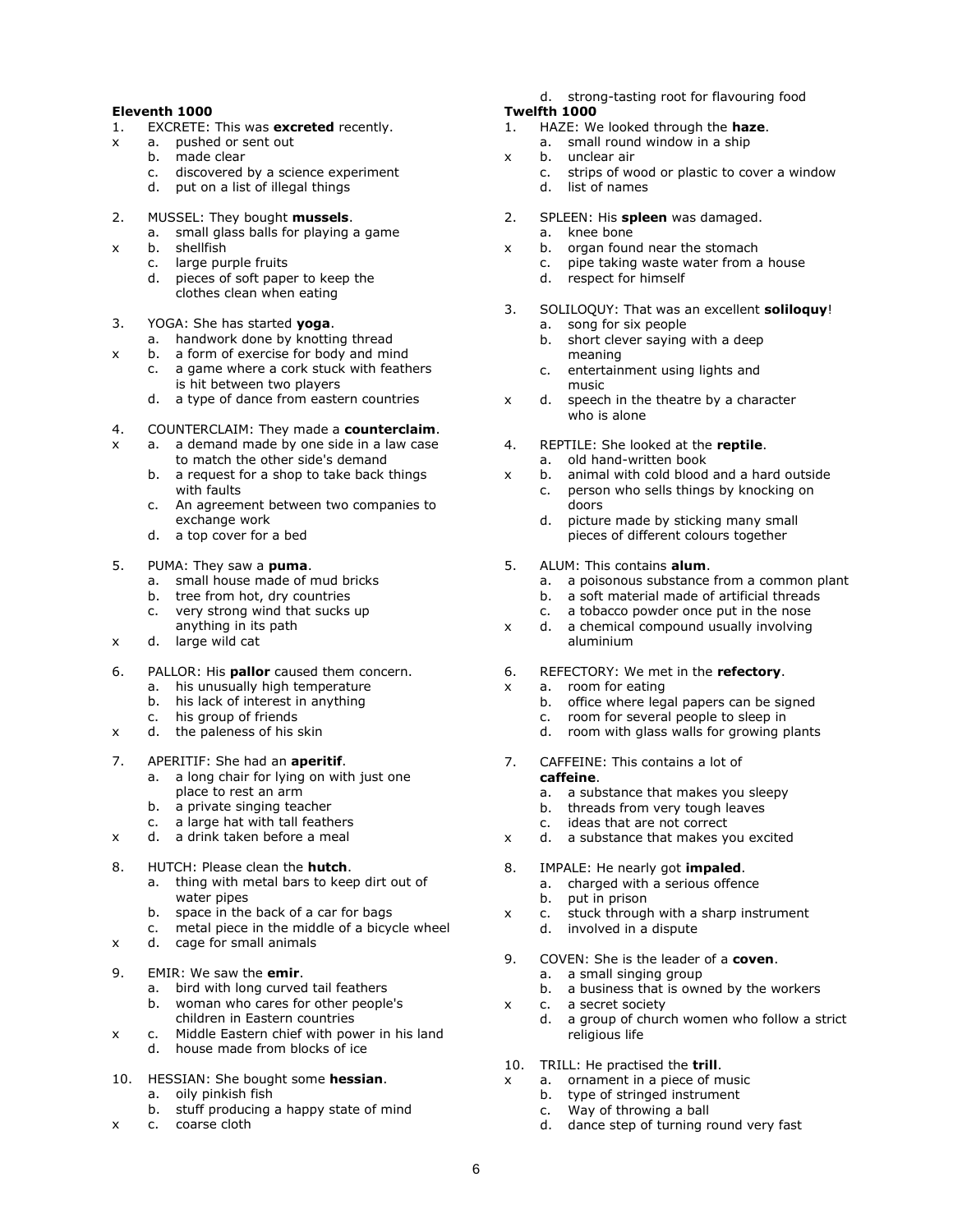**Eleventh 1000**

1. EXCRETE: This was **excreted** recently.
   - x a. pushed or sent out
   - b. made clear
   - c. discovered by a science experiment
   - d. put on a list of illegal things

2. MUSSEL: They bought **mussels**.
   - a. small glass balls for playing a game
   - x b. shellfish
   - c. large purple fruits
   - d. pieces of soft paper to keep the clothes clean when eating

3. YOGA: She has started **yoga**.
   - a. handwork done by knotting thread
   - x b. a form of exercise for body and mind
   - c. a game where a cork stuck with feathers is hit between two players
   - d. a type of dance from eastern countries

4. COUNTERCLAIM: They made a **counterclaim**.
   - x a. a demand made by one side in a law case to match the other side's demand
   - b. a request for a shop to take back things with faults
   - c. An agreement between two companies to exchange work
   - d. a top cover for a bed

5. PUMA: They saw a **puma**.
   - a. small house made of mud bricks
   - b. tree from hot, dry countries
   - c. very strong wind that sucks up anything in its path
   - x d. large wild cat

6. PALLOR: His **pallor** caused them concern.
   - a. his unusually high temperature
   - b. his lack of interest in anything
   - c. his group of friends
   - x d. the paleness of his skin

7. APERITIF: She had an **aperitif**.
   - a. a long chair for lying on with just one place to rest an arm
   - b. a private singing teacher
   - c. a large hat with tall feathers
   - x d. a drink taken before a meal

8. HUTCH: Please clean the **hutch**.
   - a. thing with metal bars to keep dirt out of water pipes
   - b. space in the back of a car for bags
   - c. metal piece in the middle of a bicycle wheel
   - x d. cage for small animals

9. EMIR: We saw the **emir**.
   - a. bird with long curved tail feathers
   - b. woman who cares for other people's children in Eastern countries
   - x c. Middle Eastern chief with power in his land
   - d. house made from blocks of ice

10. HESSIAN: She bought some **hessian**.
    - a. oily pinkish fish
    - b. stuff producing a happy state of mind
    - x c. coarse cloth
    - d. strong-tasting root for flavouring food

**Twelfth 1000**

1. HAZE: We looked through the **haze**.
   - a. small round window in a ship
   - x b. unclear air
   - c. strips of wood or plastic to cover a window
   - d. list of names

2. SPLEEN: His **spleen** was damaged.
   - a. knee bone
   - x b. organ found near the stomach
   - c. pipe taking waste water from a house
   - d. respect for himself

3. SOLILOQUY: That was an excellent **soliloquy**!
   - a. song for six people
   - b. short clever saying with a deep meaning
   - c. entertainment using lights and music
   - x d. speech in the theatre by a character who is alone

4. REPTILE: She looked at the **reptile**.
   - a. old hand-written book
   - x b. animal with cold blood and a hard outside
   - c. person who sells things by knocking on doors
   - d. picture made by sticking many small pieces of different colours together

5. ALUM: This contains **alum**.
   - a. a poisonous substance from a common plant
   - b. a soft material made of artificial threads
   - c. a tobacco powder once put in the nose
   - x d. a chemical compound usually involving aluminium

6. REFECTORY: We met in the **refectory**.
   - x a. room for eating
   - b. office where legal papers can be signed
   - c. room for several people to sleep in
   - d. room with glass walls for growing plants

7. CAFFEINE: This contains a lot of **caffeine**.
   - a. a substance that makes you sleepy
   - b. threads from very tough leaves
   - c. ideas that are not correct
   - x d. a substance that makes you excited

8. IMPALE: He nearly got **impaled**.
   - a. charged with a serious offence
   - b. put in prison
   - x c. stuck through with a sharp instrument
   - d. involved in a dispute

9. COVEN: She is the leader of a **coven**.
   - a. a small singing group
   - b. a business that is owned by the workers
   - x c. a secret society
   - d. a group of church women who follow a strict religious life

10. TRILL: He practised the **trill**.
    - x a. ornament in a piece of music
    - b. type of stringed instrument
    - c. Way of throwing a ball
    - d. dance step of turning round very fast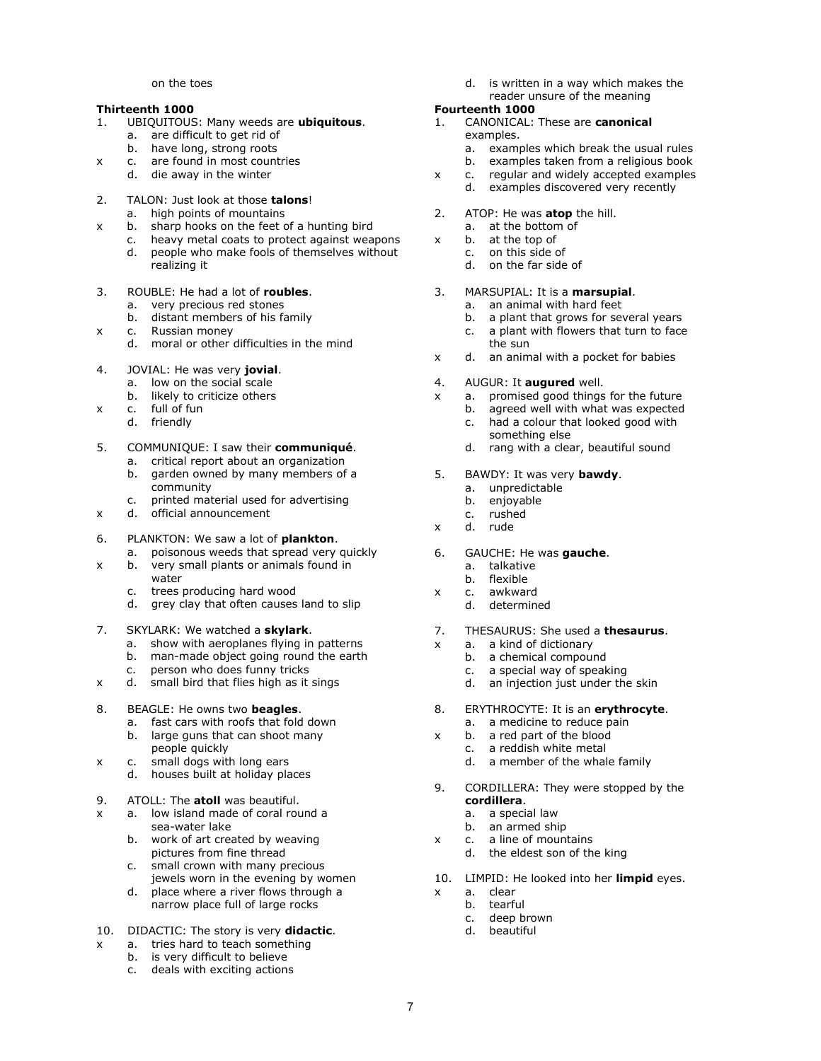on the toes

**Thirteenth 1000**

1. UBIQUITOUS: Many weeds are **ubiquitous**.
   a. are difficult to get rid of
   b. have long, strong roots
   x c. are found in most countries
   d. die away in the winter

2. TALON: Just look at those **talons**!
   a. high points of mountains
   x b. sharp hooks on the feet of a hunting bird
   c. heavy metal coats to protect against weapons
   d. people who make fools of themselves without realizing it

3. ROUBLE: He had a lot of **roubles**.
   a. very precious red stones
   b. distant members of his family
   x c. Russian money
   d. moral or other difficulties in the mind

4. JOVIAL: He was very **jovial**.
   a. low on the social scale
   b. likely to criticize others
   x c. full of fun
   d. friendly

5. COMMUNIQUE: I saw their **communiqué**.
   a. critical report about an organization
   b. garden owned by many members of a community
   c. printed material used for advertising
   x d. official announcement

6. PLANKTON: We saw a lot of **plankton**.
   a. poisonous weeds that spread very quickly
   x b. very small plants or animals found in water
   c. trees producing hard wood
   d. grey clay that often causes land to slip

7. SKYLARK: We watched a **skylark**.
   a. show with aeroplanes flying in patterns
   b. man-made object going round the earth
   c. person who does funny tricks
   x d. small bird that flies high as it sings

8. BEAGLE: He owns two **beagles**.
   a. fast cars with roofs that fold down
   b. large guns that can shoot many people quickly
   x c. small dogs with long ears
   d. houses built at holiday places

9. ATOLL: The **atoll** was beautiful.
   x a. low island made of coral round a sea-water lake
   b. work of art created by weaving pictures from fine thread
   c. small crown with many precious jewels worn in the evening by women
   d. place where a river flows through a narrow place full of large rocks

10. DIDACTIC: The story is very **didactic**.
    x a. tries hard to teach something
    b. is very difficult to believe
    c. deals with exciting actions
    d. is written in a way which makes the reader unsure of the meaning

**Fourteenth 1000**

1. CANONICAL: These are **canonical** examples.
   a. examples which break the usual rules
   b. examples taken from a religious book
   x c. regular and widely accepted examples
   d. examples discovered very recently

2. ATOP: He was **atop** the hill.
   a. at the bottom of
   x b. at the top of
   c. on this side of
   d. on the far side of

3. MARSUPIAL: It is a **marsupial**.
   a. an animal with hard feet
   b. a plant that grows for several years
   c. a plant with flowers that turn to face the sun
   x d. an animal with a pocket for babies

4. AUGUR: It **augured** well.
   x a. promised good things for the future
   b. agreed well with what was expected
   c. had a colour that looked good with something else
   d. rang with a clear, beautiful sound

5. BAWDY: It was very **bawdy**.
   a. unpredictable
   b. enjoyable
   c. rushed
   x d. rude

6. GAUCHE: He was **gauche**.
   a. talkative
   b. flexible
   x c. awkward
   d. determined

7. THESAURUS: She used a **thesaurus**.
   x a. a kind of dictionary
   b. a chemical compound
   c. a special way of speaking
   d. an injection just under the skin

8. ERYTHROCYTE: It is an **erythrocyte**.
   a. a medicine to reduce pain
   x b. a red part of the blood
   c. a reddish white metal
   d. a member of the whale family

9. CORDILLERA: They were stopped by the **cordillera**.
   a. a special law
   b. an armed ship
   x c. a line of mountains
   d. the eldest son of the king

10. LIMPID: He looked into her **limpid** eyes.
    x a. clear
    b. tearful
    c. deep brown
    d. beautiful